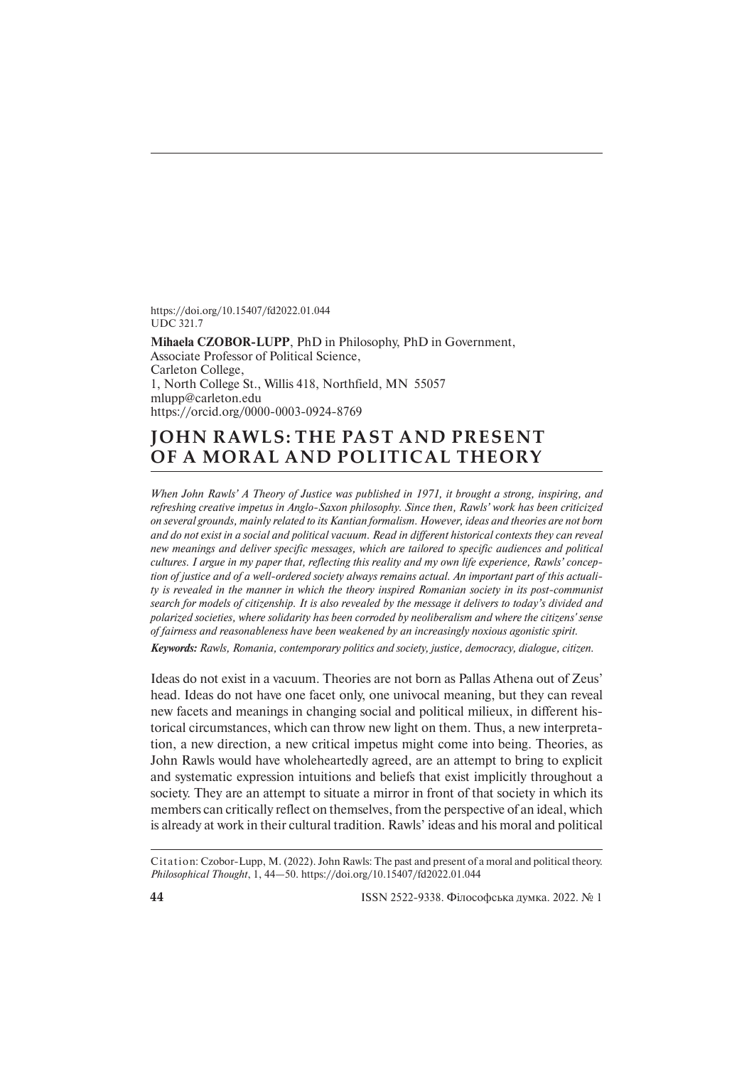https://doi.org/10.15407/fd2022.01.044
UDC 321.7

**Mihaela CZOBOR-LUPP**, PhD in Philosophy, PhD in Government,
Associate Professor of Political Science,
Carleton College,
1, North College St., Willis 418, Northfield, MN 55057
mlupp@carleton.edu
https://orcid.org/0000-0003-0924-8769

# JOHN RAWLS: THE PAST AND PRESENT OF A MORAL AND POLITICAL THEORY

*When John Rawls' A Theory of Justice was published in 1971, it brought a strong, inspiring, and refreshing creative impetus in Anglo-Saxon philosophy. Since then, Rawls' work has been criticized on several grounds, mainly related to its Kantian formalism. However, ideas and theories are not born and do not exist in a social and political vacuum. Read in different historical contexts they can reveal new meanings and deliver specific messages, which are tailored to specific audiences and political cultures. I argue in my paper that, reflecting this reality and my own life experience, Rawls' conception of justice and of a well-ordered society always remains actual. An important part of this actuality is revealed in the manner in which the theory inspired Romanian society in its post-communist search for models of citizenship. It is also revealed by the message it delivers to today's divided and polarized societies, where solidarity has been corroded by neoliberalism and where the citizens' sense of fairness and reasonableness have been weakened by an increasingly noxious agonistic spirit.*

***Keywords:*** *Rawls, Romania, contemporary politics and society, justice, democracy, dialogue, citizen.*

Ideas do not exist in a vacuum. Theories are not born as Pallas Athena out of Zeus' head. Ideas do not have one facet only, one univocal meaning, but they can reveal new facets and meanings in changing social and political milieux, in different historical circumstances, which can throw new light on them. Thus, a new interpretation, a new direction, a new critical impetus might come into being. Theories, as John Rawls would have wholeheartedly agreed, are an attempt to bring to explicit and systematic expression intuitions and beliefs that exist implicitly throughout a society. They are an attempt to situate a mirror in front of that society in which its members can critically reflect on themselves, from the perspective of an ideal, which is already at work in their cultural tradition. Rawls' ideas and his moral and political

Citation: Czobor-Lupp, M. (2022). John Rawls: The past and present of a moral and political theory. *Philosophical Thought*, 1, 44—50. https://doi.org/10.15407/fd2022.01.044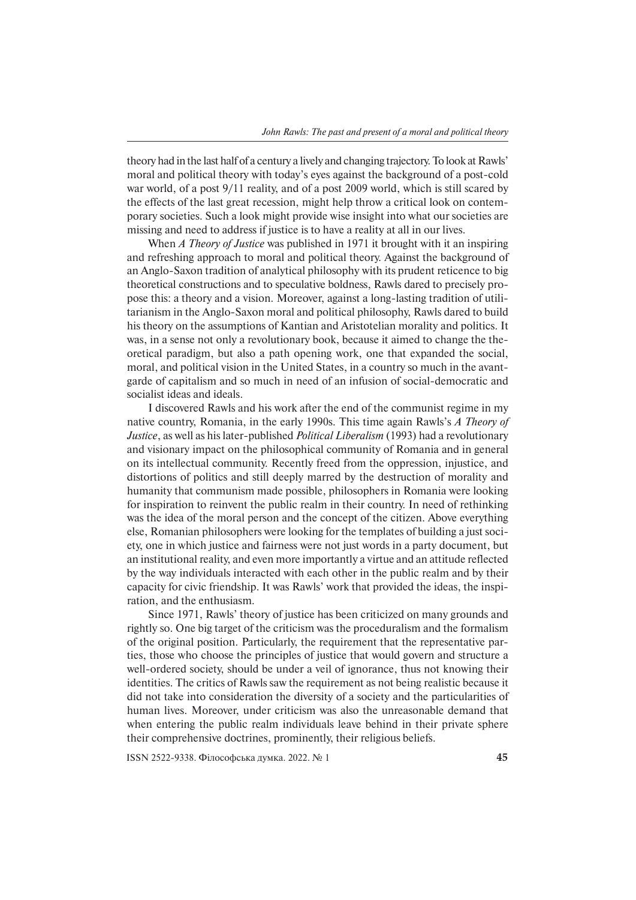theory had in the last half of a century a lively and changing trajectory. To look at Rawls' moral and political theory with today's eyes against the background of a post-cold war world, of a post 9/11 reality, and of a post 2009 world, which is still scared by the effects of the last great recession, might help throw a critical look on contemporary societies. Such a look might provide wise insight into what our societies are missing and need to address if justice is to have a reality at all in our lives.

When *A Theory of Justice* was published in 1971 it brought with it an inspiring and refreshing approach to moral and political theory. Against the background of an Anglo-Saxon tradition of analytical philosophy with its prudent reticence to big theoretical constructions and to speculative boldness, Rawls dared to precisely propose this: a theory and a vision. Moreover, against a long-lasting tradition of utilitarianism in the Anglo-Saxon moral and political philosophy, Rawls dared to build his theory on the assumptions of Kantian and Aristotelian morality and politics. It was, in a sense not only a revolutionary book, because it aimed to change the theoretical paradigm, but also a path opening work, one that expanded the social, moral, and political vision in the United States, in a country so much in the avant-garde of capitalism and so much in need of an infusion of social-democratic and socialist ideas and ideals.

I discovered Rawls and his work after the end of the communist regime in my native country, Romania, in the early 1990s. This time again Rawls's *A Theory of Justice*, as well as his later-published *Political Liberalism* (1993) had a revolutionary and visionary impact on the philosophical community of Romania and in general on its intellectual community. Recently freed from the oppression, injustice, and distortions of politics and still deeply marred by the destruction of morality and humanity that communism made possible, philosophers in Romania were looking for inspiration to reinvent the public realm in their country. In need of rethinking was the idea of the moral person and the concept of the citizen. Above everything else, Romanian philosophers were looking for the templates of building a just society, one in which justice and fairness were not just words in a party document, but an institutional reality, and even more importantly a virtue and an attitude reflected by the way individuals interacted with each other in the public realm and by their capacity for civic friendship. It was Rawls' work that provided the ideas, the inspiration, and the enthusiasm.

Since 1971, Rawls' theory of justice has been criticized on many grounds and rightly so. One big target of the criticism was the proceduralism and the formalism of the original position. Particularly, the requirement that the representative parties, those who choose the principles of justice that would govern and structure a well-ordered society, should be under a veil of ignorance, thus not knowing their identities. The critics of Rawls saw the requirement as not being realistic because it did not take into consideration the diversity of a society and the particularities of human lives. Moreover, under criticism was also the unreasonable demand that when entering the public realm individuals leave behind in their private sphere their comprehensive doctrines, prominently, their religious beliefs.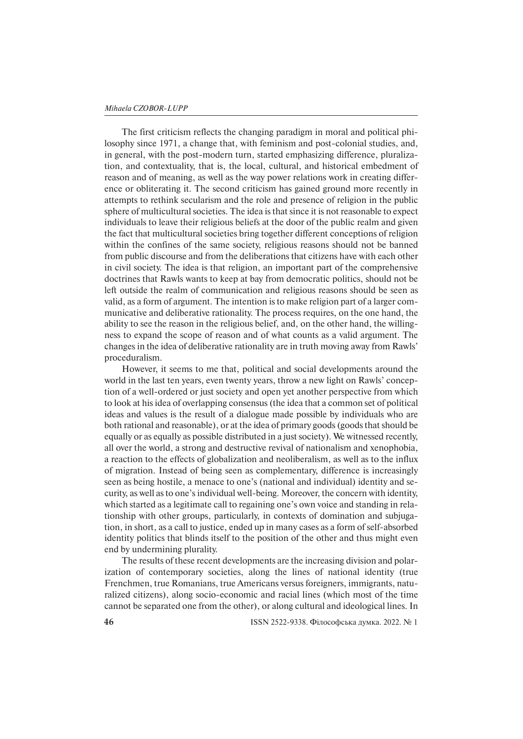The first criticism reflects the changing paradigm in moral and political philosophy since 1971, a change that, with feminism and post-colonial studies, and, in general, with the post-modern turn, started emphasizing difference, pluralization, and contextuality, that is, the local, cultural, and historical embedment of reason and of meaning, as well as the way power relations work in creating difference or obliterating it. The second criticism has gained ground more recently in attempts to rethink secularism and the role and presence of religion in the public sphere of multicultural societies. The idea is that since it is not reasonable to expect individuals to leave their religious beliefs at the door of the public realm and given the fact that multicultural societies bring together different conceptions of religion within the confines of the same society, religious reasons should not be banned from public discourse and from the deliberations that citizens have with each other in civil society. The idea is that religion, an important part of the comprehensive doctrines that Rawls wants to keep at bay from democratic politics, should not be left outside the realm of communication and religious reasons should be seen as valid, as a form of argument. The intention is to make religion part of a larger communicative and deliberative rationality. The process requires, on the one hand, the ability to see the reason in the religious belief, and, on the other hand, the willingness to expand the scope of reason and of what counts as a valid argument. The changes in the idea of deliberative rationality are in truth moving away from Rawls' proceduralism.

However, it seems to me that, political and social developments around the world in the last ten years, even twenty years, throw a new light on Rawls' conception of a well-ordered or just society and open yet another perspective from which to look at his idea of overlapping consensus (the idea that a common set of political ideas and values is the result of a dialogue made possible by individuals who are both rational and reasonable), or at the idea of primary goods (goods that should be equally or as equally as possible distributed in a just society). We witnessed recently, all over the world, a strong and destructive revival of nationalism and xenophobia, a reaction to the effects of globalization and neoliberalism, as well as to the influx of migration. Instead of being seen as complementary, difference is increasingly seen as being hostile, a menace to one's (national and individual) identity and security, as well as to one's individual well-being. Moreover, the concern with identity, which started as a legitimate call to regaining one's own voice and standing in relationship with other groups, particularly, in contexts of domination and subjugation, in short, as a call to justice, ended up in many cases as a form of self-absorbed identity politics that blinds itself to the position of the other and thus might even end by undermining plurality.

The results of these recent developments are the increasing division and polarization of contemporary societies, along the lines of national identity (true Frenchmen, true Romanians, true Americans versus foreigners, immigrants, naturalized citizens), along socio-economic and racial lines (which most of the time cannot be separated one from the other), or along cultural and ideological lines. In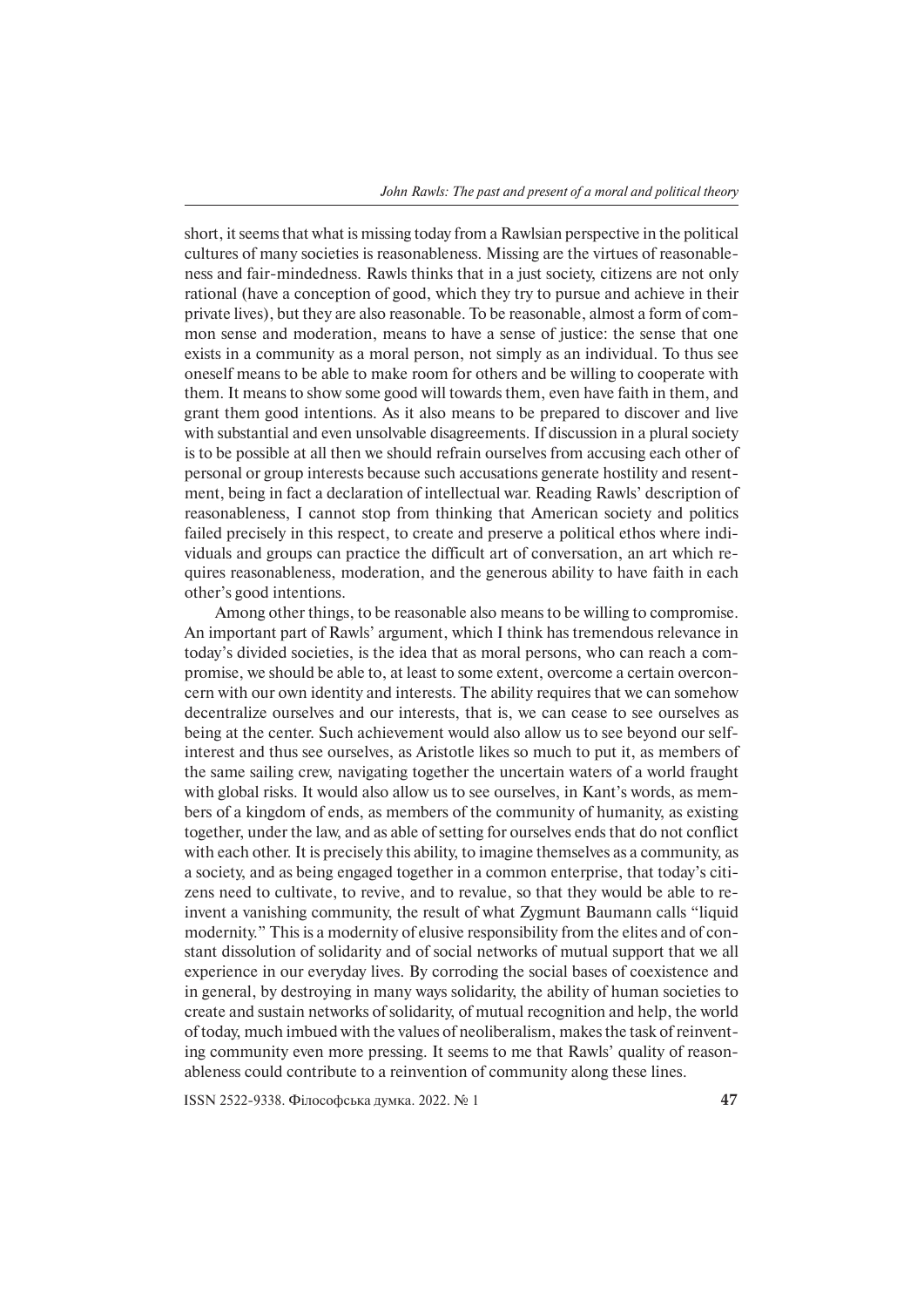short, it seems that what is missing today from a Rawlsian perspective in the political cultures of many societies is reasonableness. Missing are the virtues of reasonableness and fair-mindedness. Rawls thinks that in a just society, citizens are not only rational (have a conception of good, which they try to pursue and achieve in their private lives), but they are also reasonable. To be reasonable, almost a form of common sense and moderation, means to have a sense of justice: the sense that one exists in a community as a moral person, not simply as an individual. To thus see oneself means to be able to make room for others and be willing to cooperate with them. It means to show some good will towards them, even have faith in them, and grant them good intentions. As it also means to be prepared to discover and live with substantial and even unsolvable disagreements. If discussion in a plural society is to be possible at all then we should refrain ourselves from accusing each other of personal or group interests because such accusations generate hostility and resentment, being in fact a declaration of intellectual war. Reading Rawls' description of reasonableness, I cannot stop from thinking that American society and politics failed precisely in this respect, to create and preserve a political ethos where individuals and groups can practice the difficult art of conversation, an art which requires reasonableness, moderation, and the generous ability to have faith in each other's good intentions.

Among other things, to be reasonable also means to be willing to compromise. An important part of Rawls' argument, which I think has tremendous relevance in today's divided societies, is the idea that as moral persons, who can reach a compromise, we should be able to, at least to some extent, overcome a certain overconcern with our own identity and interests. The ability requires that we can somehow decentralize ourselves and our interests, that is, we can cease to see ourselves as being at the center. Such achievement would also allow us to see beyond our self-interest and thus see ourselves, as Aristotle likes so much to put it, as members of the same sailing crew, navigating together the uncertain waters of a world fraught with global risks. It would also allow us to see ourselves, in Kant's words, as members of a kingdom of ends, as members of the community of humanity, as existing together, under the law, and as able of setting for ourselves ends that do not conflict with each other. It is precisely this ability, to imagine themselves as a community, as a society, and as being engaged together in a common enterprise, that today's citizens need to cultivate, to revive, and to revalue, so that they would be able to reinvent a vanishing community, the result of what Zygmunt Baumann calls "liquid modernity." This is a modernity of elusive responsibility from the elites and of constant dissolution of solidarity and of social networks of mutual support that we all experience in our everyday lives. By corroding the social bases of coexistence and in general, by destroying in many ways solidarity, the ability of human societies to create and sustain networks of solidarity, of mutual recognition and help, the world of today, much imbued with the values of neoliberalism, makes the task of reinventing community even more pressing. It seems to me that Rawls' quality of reasonableness could contribute to a reinvention of community along these lines.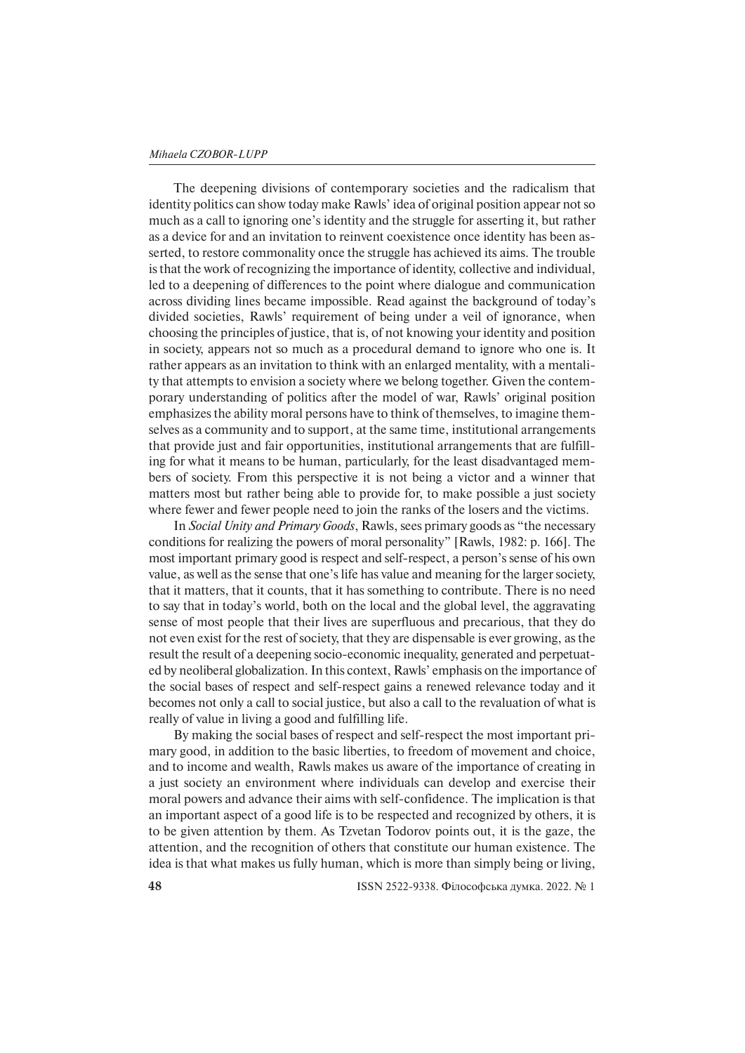The deepening divisions of contemporary societies and the radicalism that identity politics can show today make Rawls' idea of original position appear not so much as a call to ignoring one's identity and the struggle for asserting it, but rather as a device for and an invitation to reinvent coexistence once identity has been asserted, to restore commonality once the struggle has achieved its aims. The trouble is that the work of recognizing the importance of identity, collective and individual, led to a deepening of differences to the point where dialogue and communication across dividing lines became impossible. Read against the background of today's divided societies, Rawls' requirement of being under a veil of ignorance, when choosing the principles of justice, that is, of not knowing your identity and position in society, appears not so much as a procedural demand to ignore who one is. It rather appears as an invitation to think with an enlarged mentality, with a mentality that attempts to envision a society where we belong together. Given the contemporary understanding of politics after the model of war, Rawls' original position emphasizes the ability moral persons have to think of themselves, to imagine themselves as a community and to support, at the same time, institutional arrangements that provide just and fair opportunities, institutional arrangements that are fulfilling for what it means to be human, particularly, for the least disadvantaged members of society. From this perspective it is not being a victor and a winner that matters most but rather being able to provide for, to make possible a just society where fewer and fewer people need to join the ranks of the losers and the victims.

In *Social Unity and Primary Goods*, Rawls, sees primary goods as "the necessary conditions for realizing the powers of moral personality" [Rawls, 1982: p. 166]. The most important primary good is respect and self-respect, a person's sense of his own value, as well as the sense that one's life has value and meaning for the larger society, that it matters, that it counts, that it has something to contribute. There is no need to say that in today's world, both on the local and the global level, the aggravating sense of most people that their lives are superfluous and precarious, that they do not even exist for the rest of society, that they are dispensable is ever growing, as the result the result of a deepening socio-economic inequality, generated and perpetuated by neoliberal globalization. In this context, Rawls' emphasis on the importance of the social bases of respect and self-respect gains a renewed relevance today and it becomes not only a call to social justice, but also a call to the revaluation of what is really of value in living a good and fulfilling life.

By making the social bases of respect and self-respect the most important primary good, in addition to the basic liberties, to freedom of movement and choice, and to income and wealth, Rawls makes us aware of the importance of creating in a just society an environment where individuals can develop and exercise their moral powers and advance their aims with self-confidence. The implication is that an important aspect of a good life is to be respected and recognized by others, it is to be given attention by them. As Tzvetan Todorov points out, it is the gaze, the attention, and the recognition of others that constitute our human existence. The idea is that what makes us fully human, which is more than simply being or living,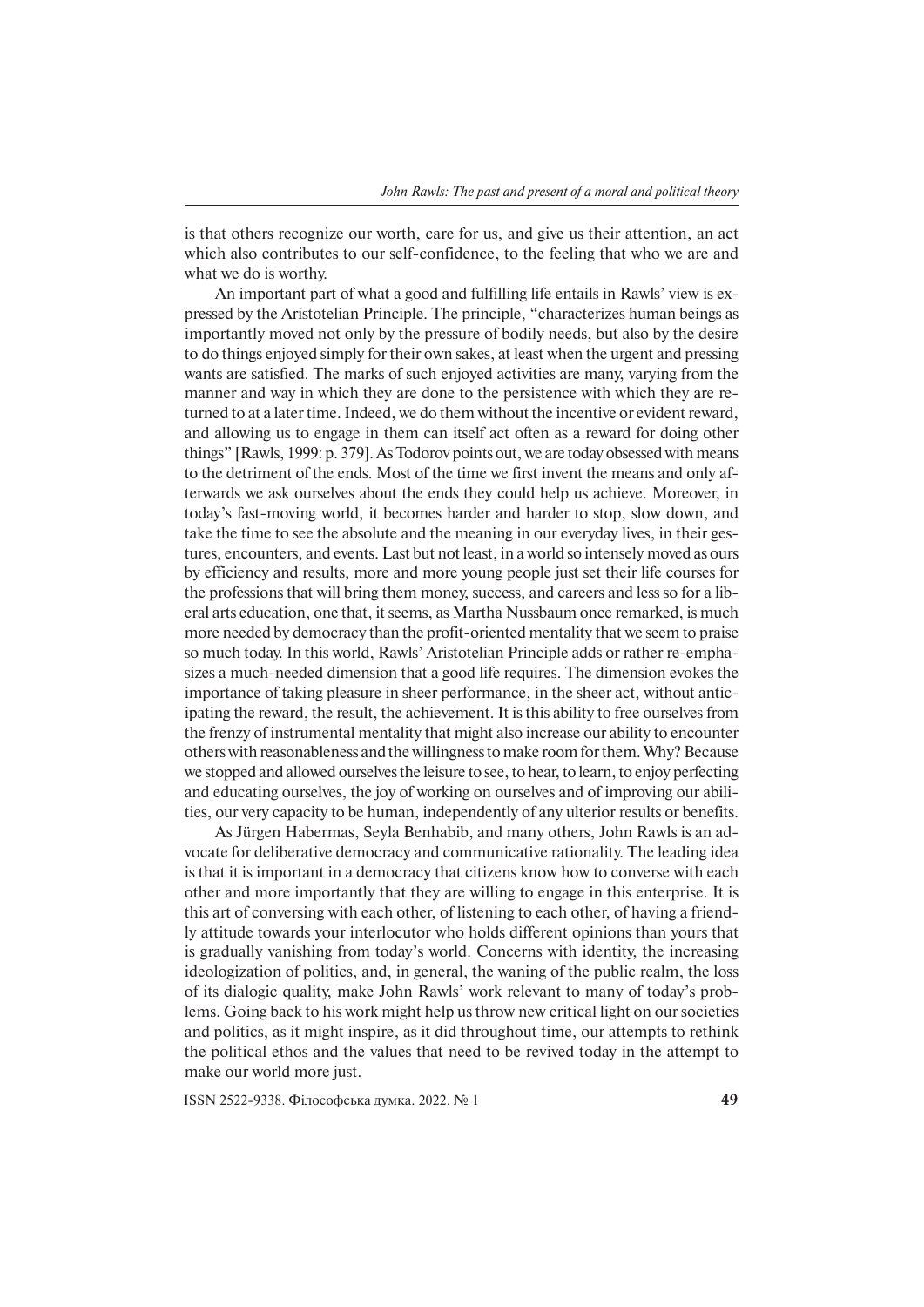is that others recognize our worth, care for us, and give us their attention, an act which also contributes to our self-confidence, to the feeling that who we are and what we do is worthy.

An important part of what a good and fulfilling life entails in Rawls' view is expressed by the Aristotelian Principle. The principle, "characterizes human beings as importantly moved not only by the pressure of bodily needs, but also by the desire to do things enjoyed simply for their own sakes, at least when the urgent and pressing wants are satisfied. The marks of such enjoyed activities are many, varying from the manner and way in which they are done to the persistence with which they are returned to at a later time. Indeed, we do them without the incentive or evident reward, and allowing us to engage in them can itself act often as a reward for doing other things" [Rawls, 1999: p. 379]. As Todorov points out, we are today obsessed with means to the detriment of the ends. Most of the time we first invent the means and only afterwards we ask ourselves about the ends they could help us achieve. Moreover, in today's fast-moving world, it becomes harder and harder to stop, slow down, and take the time to see the absolute and the meaning in our everyday lives, in their gestures, encounters, and events. Last but not least, in a world so intensely moved as ours by efficiency and results, more and more young people just set their life courses for the professions that will bring them money, success, and careers and less so for a liberal arts education, one that, it seems, as Martha Nussbaum once remarked, is much more needed by democracy than the profit-oriented mentality that we seem to praise so much today. In this world, Rawls' Aristotelian Principle adds or rather re-emphasizes a much-needed dimension that a good life requires. The dimension evokes the importance of taking pleasure in sheer performance, in the sheer act, without anticipating the reward, the result, the achievement. It is this ability to free ourselves from the frenzy of instrumental mentality that might also increase our ability to encounter others with reasonableness and the willingness to make room for them. Why? Because we stopped and allowed ourselves the leisure to see, to hear, to learn, to enjoy perfecting and educating ourselves, the joy of working on ourselves and of improving our abilities, our very capacity to be human, independently of any ulterior results or benefits.

As Jürgen Habermas, Seyla Benhabib, and many others, John Rawls is an advocate for deliberative democracy and communicative rationality. The leading idea is that it is important in a democracy that citizens know how to converse with each other and more importantly that they are willing to engage in this enterprise. It is this art of conversing with each other, of listening to each other, of having a friendly attitude towards your interlocutor who holds different opinions than yours that is gradually vanishing from today's world. Concerns with identity, the increasing ideologization of politics, and, in general, the waning of the public realm, the loss of its dialogic quality, make John Rawls' work relevant to many of today's problems. Going back to his work might help us throw new critical light on our societies and politics, as it might inspire, as it did throughout time, our attempts to rethink the political ethos and the values that need to be revived today in the attempt to make our world more just.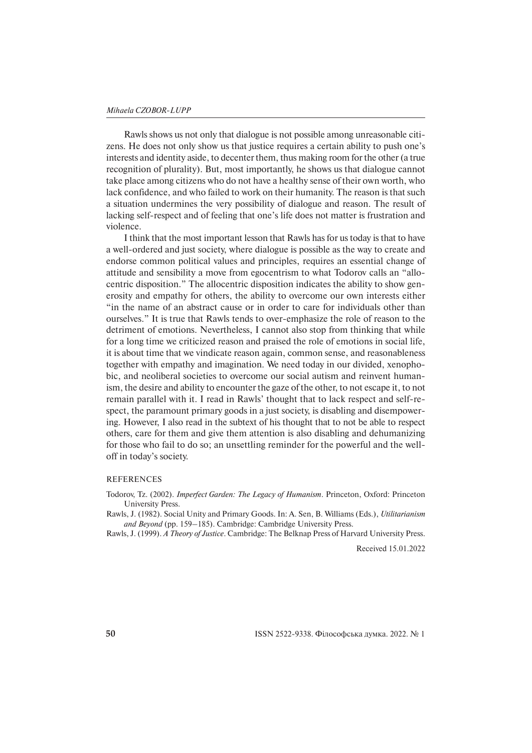Rawls shows us not only that dialogue is not possible among unreasonable citizens. He does not only show us that justice requires a certain ability to push one's interests and identity aside, to decenter them, thus making room for the other (a true recognition of plurality). But, most importantly, he shows us that dialogue cannot take place among citizens who do not have a healthy sense of their own worth, who lack confidence, and who failed to work on their humanity. The reason is that such a situation undermines the very possibility of dialogue and reason. The result of lacking self-respect and of feeling that one's life does not matter is frustration and violence.

I think that the most important lesson that Rawls has for us today is that to have a well-ordered and just society, where dialogue is possible as the way to create and endorse common political values and principles, requires an essential change of attitude and sensibility a move from egocentrism to what Todorov calls an "allocentric disposition." The allocentric disposition indicates the ability to show generosity and empathy for others, the ability to overcome our own interests either "in the name of an abstract cause or in order to care for individuals other than ourselves." It is true that Rawls tends to over-emphasize the role of reason to the detriment of emotions. Nevertheless, I cannot also stop from thinking that while for a long time we criticized reason and praised the role of emotions in social life, it is about time that we vindicate reason again, common sense, and reasonableness together with empathy and imagination. We need today in our divided, xenophobic, and neoliberal societies to overcome our social autism and reinvent humanism, the desire and ability to encounter the gaze of the other, to not escape it, to not remain parallel with it. I read in Rawls' thought that to lack respect and self-respect, the paramount primary goods in a just society, is disabling and disempowering. However, I also read in the subtext of his thought that to not be able to respect others, care for them and give them attention is also disabling and dehumanizing for those who fail to do so; an unsettling reminder for the powerful and the well-off in today's society.

## REFERENCES

Todorov, Tz. (2002). *Imperfect Garden: The Legacy of Humanism*. Princeton, Oxford: Princeton University Press.

Rawls, J. (1982). Social Unity and Primary Goods. In: A. Sen, B. Williams (Eds.), *Utilitarianism and Beyond* (pp. 159–185). Cambridge: Cambridge University Press.

Rawls, J. (1999). *A Theory of Justice*. Cambridge: The Belknap Press of Harvard University Press.

Received 15.01.2022